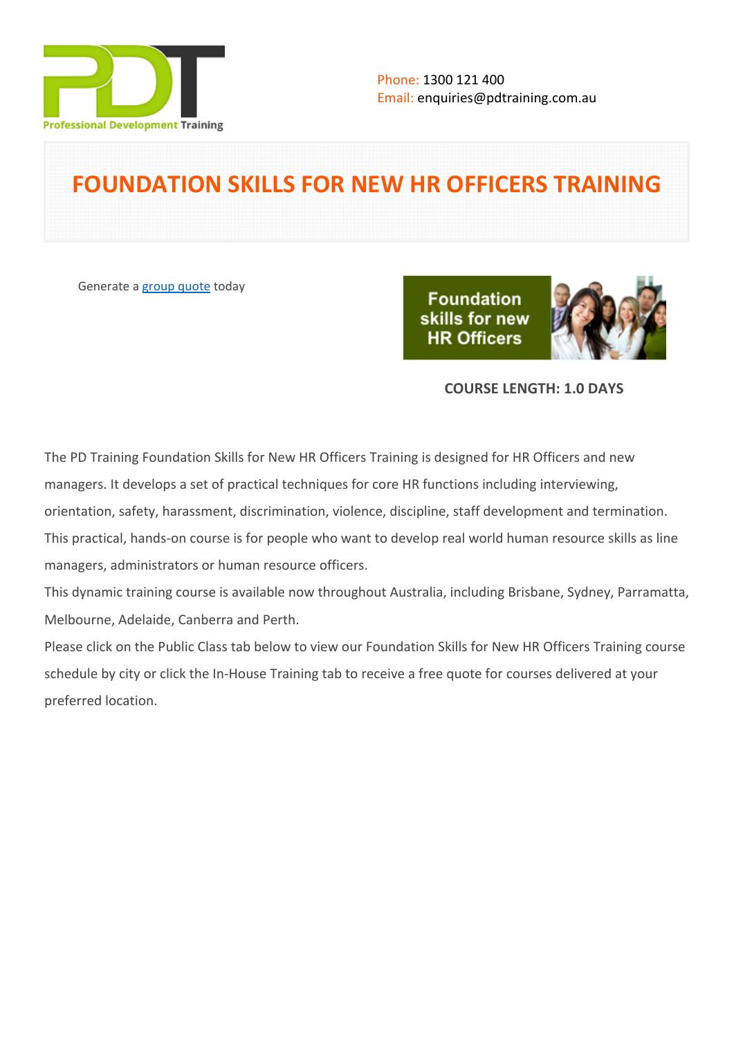Phone: 1300 121 400
Email: enquiries@pdtraining.com.au

# FOUNDATION SKILLS FOR NEW HR OFFICERS TRAINING

Generate a group quote today

**COURSE LENGTH: 1.0 DAYS**

The PD Training Foundation Skills for New HR Officers Training is designed for HR Officers and new managers. It develops a set of practical techniques for core HR functions including interviewing, orientation, safety, harassment, discrimination, violence, discipline, staff development and termination. This practical, hands-on course is for people who want to develop real world human resource skills as line managers, administrators or human resource officers.

This dynamic training course is available now throughout Australia, including Brisbane, Sydney, Parramatta, Melbourne, Adelaide, Canberra and Perth.

Please click on the Public Class tab below to view our Foundation Skills for New HR Officers Training course schedule by city or click the In-House Training tab to receive a free quote for courses delivered at your preferred location.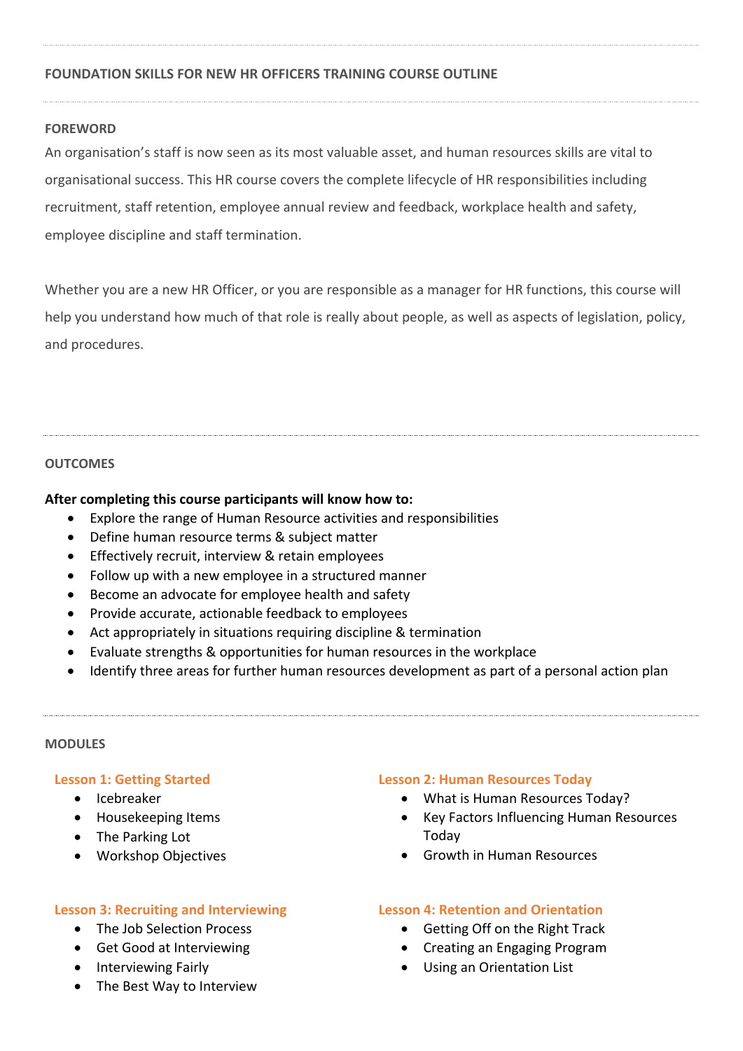## FOUNDATION SKILLS FOR NEW HR OFFICERS TRAINING COURSE OUTLINE

### FOREWORD

An organisation's staff is now seen as its most valuable asset, and human resources skills are vital to organisational success. This HR course covers the complete lifecycle of HR responsibilities including recruitment, staff retention, employee annual review and feedback, workplace health and safety, employee discipline and staff termination.

Whether you are a new HR Officer, or you are responsible as a manager for HR functions, this course will help you understand how much of that role is really about people, as well as aspects of legislation, policy, and procedures.

### OUTCOMES

**After completing this course participants will know how to:**

- Explore the range of Human Resource activities and responsibilities
- Define human resource terms & subject matter
- Effectively recruit, interview & retain employees
- Follow up with a new employee in a structured manner
- Become an advocate for employee health and safety
- Provide accurate, actionable feedback to employees
- Act appropriately in situations requiring discipline & termination
- Evaluate strengths & opportunities for human resources in the workplace
- Identify three areas for further human resources development as part of a personal action plan

### MODULES

#### Lesson 1: Getting Started

- Icebreaker
- Housekeeping Items
- The Parking Lot
- Workshop Objectives

#### Lesson 2: Human Resources Today

- What is Human Resources Today?
- Key Factors Influencing Human Resources Today
- Growth in Human Resources

#### Lesson 3: Recruiting and Interviewing

- The Job Selection Process
- Get Good at Interviewing
- Interviewing Fairly
- The Best Way to Interview

#### Lesson 4: Retention and Orientation

- Getting Off on the Right Track
- Creating an Engaging Program
- Using an Orientation List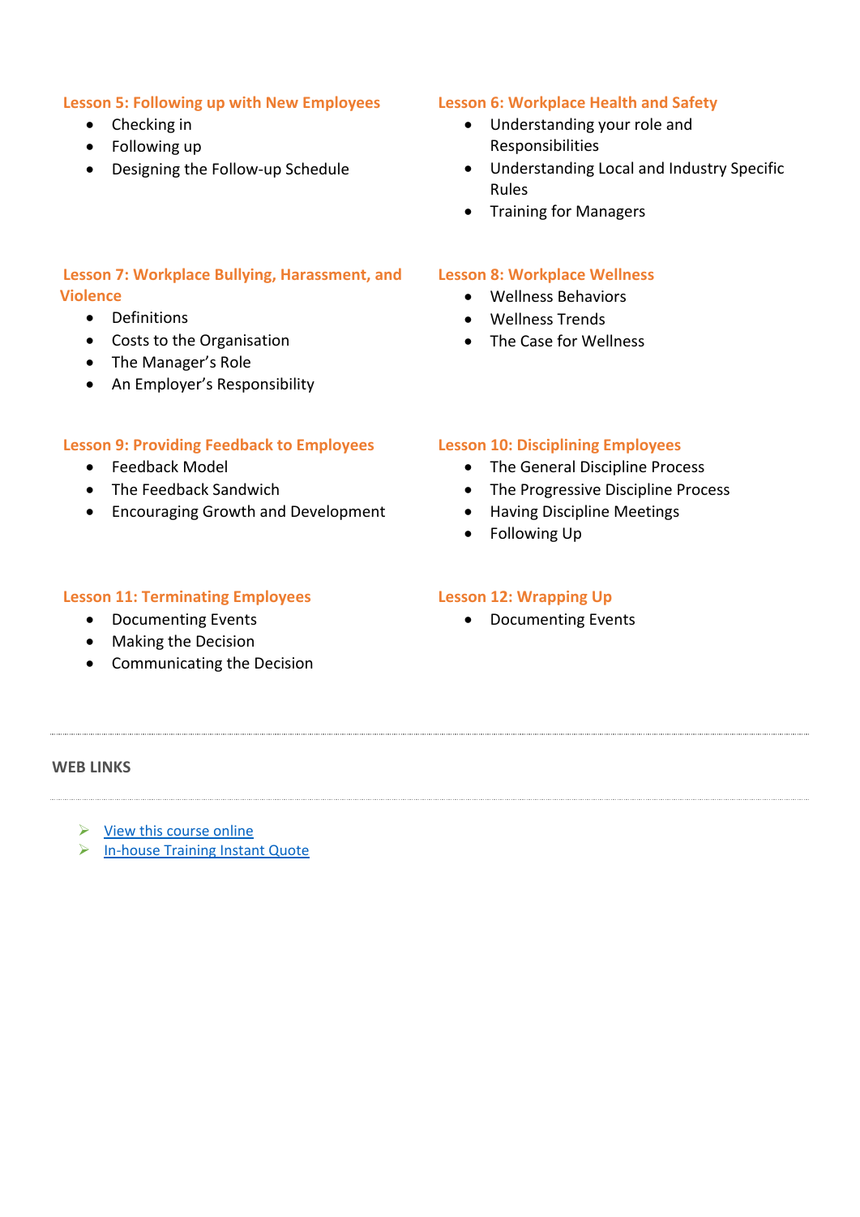### Lesson 5: Following up with New Employees

- Checking in
- Following up
- Designing the Follow-up Schedule

### Lesson 6: Workplace Health and Safety

- Understanding your role and Responsibilities
- Understanding Local and Industry Specific Rules
- Training for Managers

### Lesson 7: Workplace Bullying, Harassment, and Violence

- Definitions
- Costs to the Organisation
- The Manager's Role
- An Employer's Responsibility

### Lesson 8: Workplace Wellness

- Wellness Behaviors
- Wellness Trends
- The Case for Wellness

### Lesson 9: Providing Feedback to Employees

- Feedback Model
- The Feedback Sandwich
- Encouraging Growth and Development

### Lesson 10: Disciplining Employees

- The General Discipline Process
- The Progressive Discipline Process
- Having Discipline Meetings
- Following Up

### Lesson 11: Terminating Employees

- Documenting Events
- Making the Decision
- Communicating the Decision

### Lesson 12: Wrapping Up

- Documenting Events

---

## WEB LINKS

---

- View this course online
- In-house Training Instant Quote